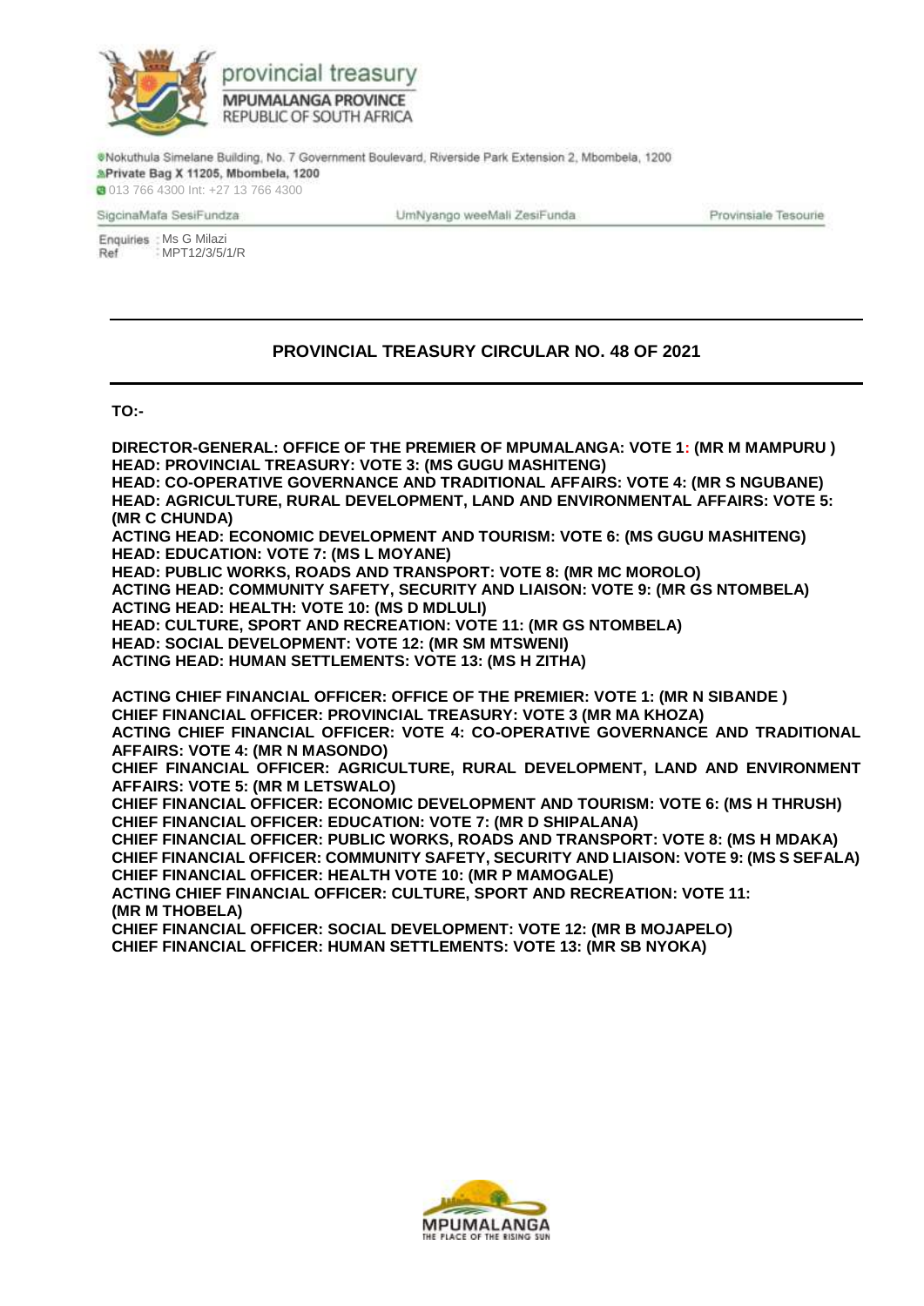provincial treasury
MPUMALANGA PROVINCE
REPUBLIC OF SOUTH AFRICA

Nokuthula Simelane Building, No. 7 Government Boulevard, Riverside Park Extension 2, Mbombela, 1200
**Private Bag X 11205, Mbombela, 1200**
013 766 4300 Int: +27 13 766 4300

SigcinaMafa SesiFundza | UmNyango weeMali ZesiFunda | Provinsiale Tesourie

Enquiries : Ms G Milazi
Ref : MPT12/3/5/1/R

---

## PROVINCIAL TREASURY CIRCULAR NO. 48 OF 2021

---

**TO:-**

**DIRECTOR-GENERAL: OFFICE OF THE PREMIER OF MPUMALANGA: VOTE 1: (MR M MAMPURU )**
**HEAD: PROVINCIAL TREASURY: VOTE 3: (MS GUGU MASHITENG)**
**HEAD: CO-OPERATIVE GOVERNANCE AND TRADITIONAL AFFAIRS: VOTE 4: (MR S NGUBANE)**
**HEAD: AGRICULTURE, RURAL DEVELOPMENT, LAND AND ENVIRONMENTAL AFFAIRS: VOTE 5: (MR C CHUNDA)**
**ACTING HEAD: ECONOMIC DEVELOPMENT AND TOURISM: VOTE 6: (MS GUGU MASHITENG)**
**HEAD: EDUCATION: VOTE 7: (MS L MOYANE)**
**HEAD: PUBLIC WORKS, ROADS AND TRANSPORT: VOTE 8: (MR MC MOROLO)**
**ACTING HEAD: COMMUNITY SAFETY, SECURITY AND LIAISON: VOTE 9: (MR GS NTOMBELA)**
**ACTING HEAD: HEALTH: VOTE 10: (MS D MDLULI)**
**HEAD: CULTURE, SPORT AND RECREATION: VOTE 11: (MR GS NTOMBELA)**
**HEAD: SOCIAL DEVELOPMENT: VOTE 12: (MR SM MTSWENI)**
**ACTING HEAD: HUMAN SETTLEMENTS: VOTE 13: (MS H ZITHA)**

**ACTING CHIEF FINANCIAL OFFICER: OFFICE OF THE PREMIER: VOTE 1: (MR N SIBANDE )**
**CHIEF FINANCIAL OFFICER: PROVINCIAL TREASURY: VOTE 3 (MR MA KHOZA)**
**ACTING CHIEF FINANCIAL OFFICER: VOTE 4: CO-OPERATIVE GOVERNANCE AND TRADITIONAL AFFAIRS: VOTE 4: (MR N MASONDO)**
**CHIEF FINANCIAL OFFICER: AGRICULTURE, RURAL DEVELOPMENT, LAND AND ENVIRONMENT AFFAIRS: VOTE 5: (MR M LETSWALO)**
**CHIEF FINANCIAL OFFICER: ECONOMIC DEVELOPMENT AND TOURISM: VOTE 6: (MS H THRUSH)**
**CHIEF FINANCIAL OFFICER: EDUCATION: VOTE 7: (MR D SHIPALANA)**
**CHIEF FINANCIAL OFFICER: PUBLIC WORKS, ROADS AND TRANSPORT: VOTE 8: (MS H MDAKA)**
**CHIEF FINANCIAL OFFICER: COMMUNITY SAFETY, SECURITY AND LIAISON: VOTE 9: (MS S SEFALA)**
**CHIEF FINANCIAL OFFICER: HEALTH VOTE 10: (MR P MAMOGALE)**
**ACTING CHIEF FINANCIAL OFFICER: CULTURE, SPORT AND RECREATION: VOTE 11: (MR M THOBELA)**
**CHIEF FINANCIAL OFFICER: SOCIAL DEVELOPMENT: VOTE 12: (MR B MOJAPELO)**
**CHIEF FINANCIAL OFFICER: HUMAN SETTLEMENTS: VOTE 13: (MR SB NYOKA)**

MPUMALANGA
THE PLACE OF THE RISING SUN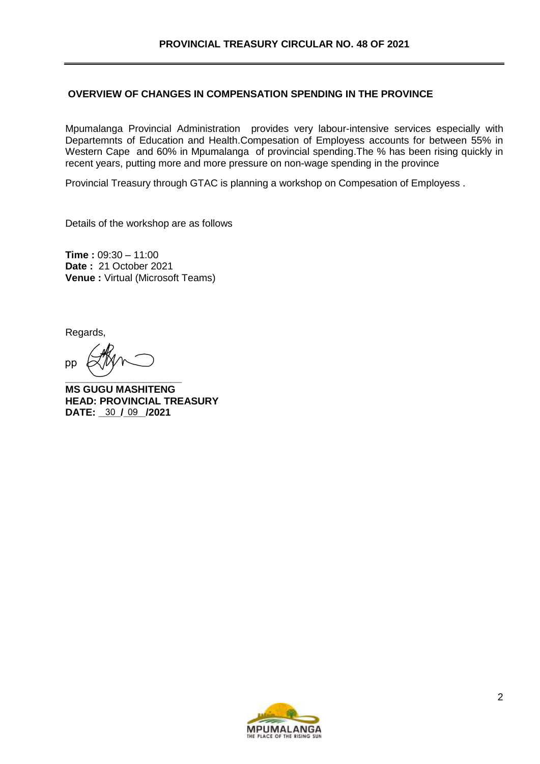**PROVINCIAL TREASURY CIRCULAR NO. 48 OF 2021**

**OVERVIEW OF CHANGES IN COMPENSATION SPENDING IN THE PROVINCE**

Mpumalanga Provincial Administration provides very labour-intensive services especially with Departemnts of Education and Health.Compesation of Employess accounts for between 55% in Western Cape and 60% in Mpumalanga of provincial spending.The % has been rising quickly in recent years, putting more and more pressure on non-wage spending in the province

Provincial Treasury through GTAC is planning a workshop on Compesation of Employess .

Details of the workshop are as follows

**Time :** 09:30 – 11:00
**Date :** 21 October 2021
**Venue :** Virtual (Microsoft Teams)

Regards,

pp

**MS GUGU MASHITENG**
**HEAD: PROVINCIAL TREASURY**
**DATE:** 30 **/** 09 **/2021**